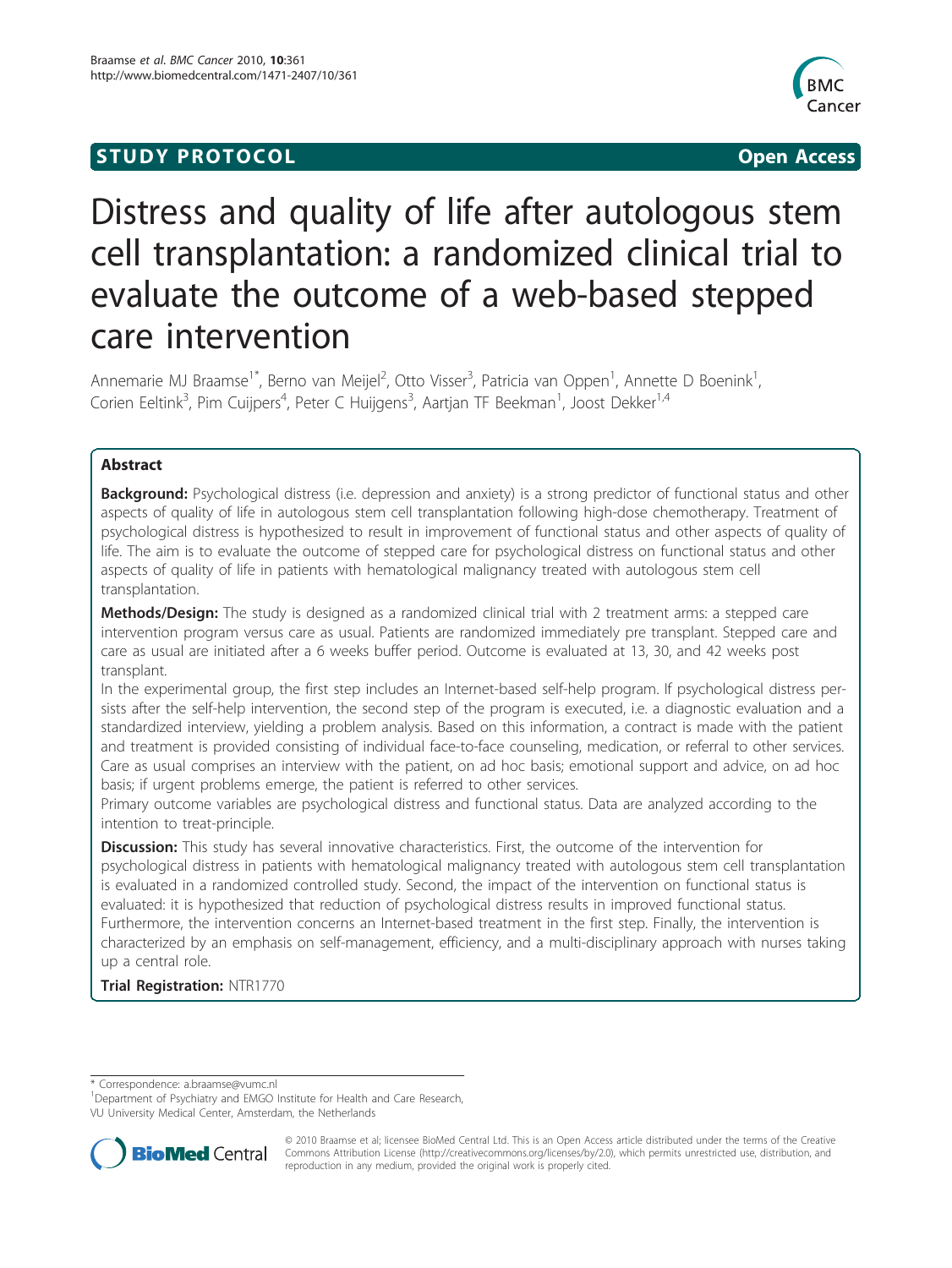STUDY PROTOCOL Open Access

# Distress and quality of life after autologous stem cell transplantation: a randomized clinical trial to evaluate the outcome of a web-based stepped care intervention

Annemarie MJ Braamse[1*], Berno van Meijel[2], Otto Visser[3], Patricia van Oppen[1], Annette D Boenink[1], Corien Eeltink[3], Pim Cuijpers[4], Peter C Huijgens[3], Aartjan TF Beekman[1], Joost Dekker[1,4]

## Abstract

**Background:** Psychological distress (i.e. depression and anxiety) is a strong predictor of functional status and other aspects of quality of life in autologous stem cell transplantation following high-dose chemotherapy. Treatment of psychological distress is hypothesized to result in improvement of functional status and other aspects of quality of life. The aim is to evaluate the outcome of stepped care for psychological distress on functional status and other aspects of quality of life in patients with hematological malignancy treated with autologous stem cell transplantation.

**Methods/Design:** The study is designed as a randomized clinical trial with 2 treatment arms: a stepped care intervention program versus care as usual. Patients are randomized immediately pre transplant. Stepped care and care as usual are initiated after a 6 weeks buffer period. Outcome is evaluated at 13, 30, and 42 weeks post transplant.

In the experimental group, the first step includes an Internet-based self-help program. If psychological distress persists after the self-help intervention, the second step of the program is executed, i.e. a diagnostic evaluation and a standardized interview, yielding a problem analysis. Based on this information, a contract is made with the patient and treatment is provided consisting of individual face-to-face counseling, medication, or referral to other services. Care as usual comprises an interview with the patient, on ad hoc basis; emotional support and advice, on ad hoc basis; if urgent problems emerge, the patient is referred to other services.

Primary outcome variables are psychological distress and functional status. Data are analyzed according to the intention to treat-principle.

**Discussion:** This study has several innovative characteristics. First, the outcome of the intervention for psychological distress in patients with hematological malignancy treated with autologous stem cell transplantation is evaluated in a randomized controlled study. Second, the impact of the intervention on functional status is evaluated: it is hypothesized that reduction of psychological distress results in improved functional status. Furthermore, the intervention concerns an Internet-based treatment in the first step. Finally, the intervention is characterized by an emphasis on self-management, efficiency, and a multi-disciplinary approach with nurses taking up a central role.

**Trial Registration:** NTR1770

* Correspondence: a.braamse@vumc.nl

[1]Department of Psychiatry and EMGO Institute for Health and Care Research, VU University Medical Center, Amsterdam, the Netherlands

© 2010 Braamse et al; licensee BioMed Central Ltd. This is an Open Access article distributed under the terms of the Creative Commons Attribution License (http://creativecommons.org/licenses/by/2.0), which permits unrestricted use, distribution, and reproduction in any medium, provided the original work is properly cited.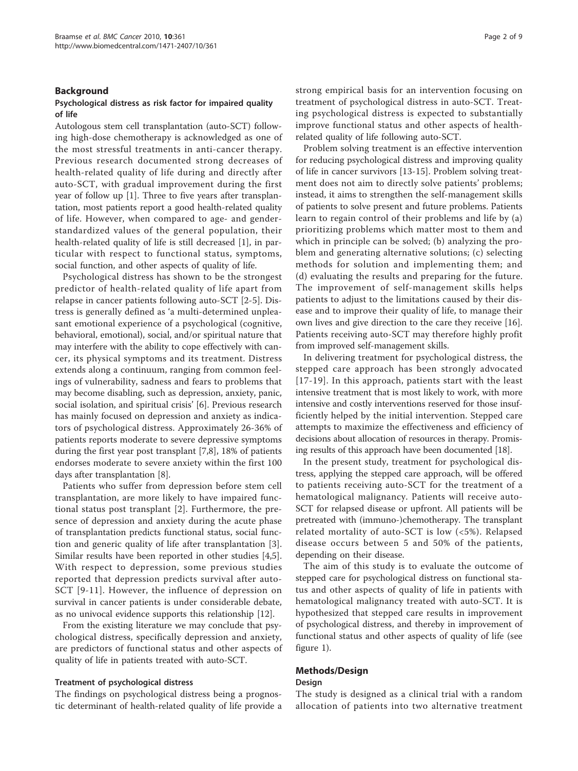## Background

### Psychological distress as risk factor for impaired quality of life

Autologous stem cell transplantation (auto-SCT) following high-dose chemotherapy is acknowledged as one of the most stressful treatments in anti-cancer therapy. Previous research documented strong decreases of health-related quality of life during and directly after auto-SCT, with gradual improvement during the first year of follow up [1]. Three to five years after transplantation, most patients report a good health-related quality of life. However, when compared to age- and gender-standardized values of the general population, their health-related quality of life is still decreased [1], in particular with respect to functional status, symptoms, social function, and other aspects of quality of life.

Psychological distress has shown to be the strongest predictor of health-related quality of life apart from relapse in cancer patients following auto-SCT [2-5]. Distress is generally defined as 'a multi-determined unpleasant emotional experience of a psychological (cognitive, behavioral, emotional), social, and/or spiritual nature that may interfere with the ability to cope effectively with cancer, its physical symptoms and its treatment. Distress extends along a continuum, ranging from common feelings of vulnerability, sadness and fears to problems that may become disabling, such as depression, anxiety, panic, social isolation, and spiritual crisis' [6]. Previous research has mainly focused on depression and anxiety as indicators of psychological distress. Approximately 26-36% of patients reports moderate to severe depressive symptoms during the first year post transplant [7,8], 18% of patients endorses moderate to severe anxiety within the first 100 days after transplantation [8].

Patients who suffer from depression before stem cell transplantation, are more likely to have impaired functional status post transplant [2]. Furthermore, the presence of depression and anxiety during the acute phase of transplantation predicts functional status, social function and generic quality of life after transplantation [3]. Similar results have been reported in other studies [4,5]. With respect to depression, some previous studies reported that depression predicts survival after auto-SCT [9-11]. However, the influence of depression on survival in cancer patients is under considerable debate, as no univocal evidence supports this relationship [12].

From the existing literature we may conclude that psychological distress, specifically depression and anxiety, are predictors of functional status and other aspects of quality of life in patients treated with auto-SCT.

### Treatment of psychological distress

The findings on psychological distress being a prognostic determinant of health-related quality of life provide a strong empirical basis for an intervention focusing on treatment of psychological distress in auto-SCT. Treating psychological distress is expected to substantially improve functional status and other aspects of health-related quality of life following auto-SCT.

Problem solving treatment is an effective intervention for reducing psychological distress and improving quality of life in cancer survivors [13-15]. Problem solving treatment does not aim to directly solve patients' problems; instead, it aims to strengthen the self-management skills of patients to solve present and future problems. Patients learn to regain control of their problems and life by (a) prioritizing problems which matter most to them and which in principle can be solved; (b) analyzing the problem and generating alternative solutions; (c) selecting methods for solution and implementing them; and (d) evaluating the results and preparing for the future. The improvement of self-management skills helps patients to adjust to the limitations caused by their disease and to improve their quality of life, to manage their own lives and give direction to the care they receive [16]. Patients receiving auto-SCT may therefore highly profit from improved self-management skills.

In delivering treatment for psychological distress, the stepped care approach has been strongly advocated [17-19]. In this approach, patients start with the least intensive treatment that is most likely to work, with more intensive and costly interventions reserved for those insufficiently helped by the initial intervention. Stepped care attempts to maximize the effectiveness and efficiency of decisions about allocation of resources in therapy. Promising results of this approach have been documented [18].

In the present study, treatment for psychological distress, applying the stepped care approach, will be offered to patients receiving auto-SCT for the treatment of a hematological malignancy. Patients will receive auto-SCT for relapsed disease or upfront. All patients will be pretreated with (immuno-)chemotherapy. The transplant related mortality of auto-SCT is low (<5%). Relapsed disease occurs between 5 and 50% of the patients, depending on their disease.

The aim of this study is to evaluate the outcome of stepped care for psychological distress on functional status and other aspects of quality of life in patients with hematological malignancy treated with auto-SCT. It is hypothesized that stepped care results in improvement of psychological distress, and thereby in improvement of functional status and other aspects of quality of life (see figure 1).

## Methods/Design

### Design

The study is designed as a clinical trial with a random allocation of patients into two alternative treatment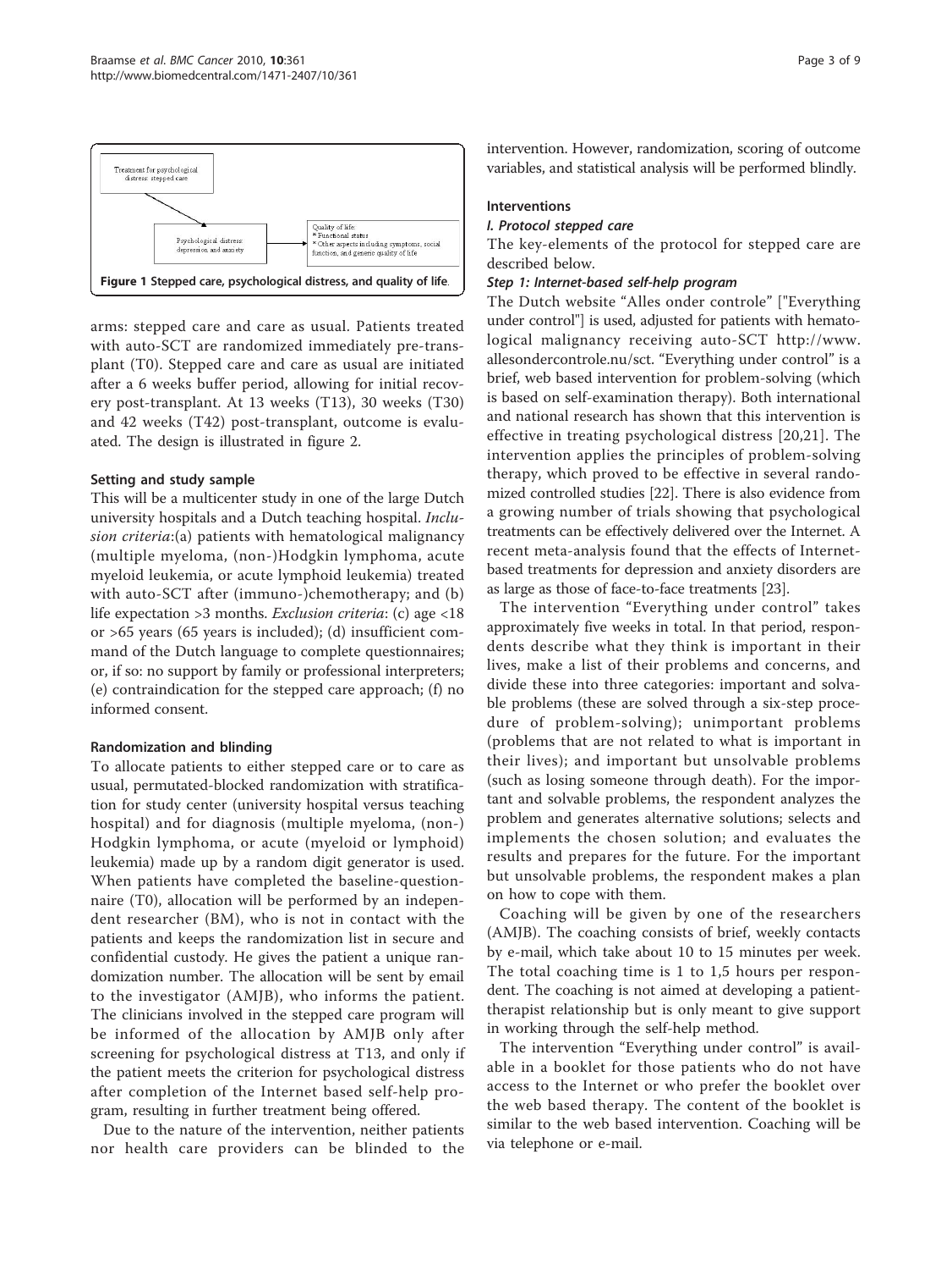Treatment for psychological distress: stepped care

Psychological distress: depression and anxiety

Quality of life:
* Functional status
* Other aspects including symptoms, social function, and generic quality of life

**Figure 1 Stepped care, psychological distress, and quality of life**.

arms: stepped care and care as usual. Patients treated with auto-SCT are randomized immediately pre-transplant (T0). Stepped care and care as usual are initiated after a 6 weeks buffer period, allowing for initial recovery post-transplant. At 13 weeks (T13), 30 weeks (T30) and 42 weeks (T42) post-transplant, outcome is evaluated. The design is illustrated in figure 2.

### Setting and study sample

This will be a multicenter study in one of the large Dutch university hospitals and a Dutch teaching hospital. *Inclusion criteria*:(a) patients with hematological malignancy (multiple myeloma, (non-)Hodgkin lymphoma, acute myeloid leukemia, or acute lymphoid leukemia) treated with auto-SCT after (immuno-)chemotherapy; and (b) life expectation >3 months. *Exclusion criteria*: (c) age <18 or >65 years (65 years is included); (d) insufficient command of the Dutch language to complete questionnaires; or, if so: no support by family or professional interpreters; (e) contraindication for the stepped care approach; (f) no informed consent.

### Randomization and blinding

To allocate patients to either stepped care or to care as usual, permutated-blocked randomization with stratification for study center (university hospital versus teaching hospital) and for diagnosis (multiple myeloma, (non-) Hodgkin lymphoma, or acute (myeloid or lymphoid) leukemia) made up by a random digit generator is used. When patients have completed the baseline-questionnaire (T0), allocation will be performed by an independent researcher (BM), who is not in contact with the patients and keeps the randomization list in secure and confidential custody. He gives the patient a unique randomization number. The allocation will be sent by email to the investigator (AMJB), who informs the patient. The clinicians involved in the stepped care program will be informed of the allocation by AMJB only after screening for psychological distress at T13, and only if the patient meets the criterion for psychological distress after completion of the Internet based self-help program, resulting in further treatment being offered.

Due to the nature of the intervention, neither patients nor health care providers can be blinded to the intervention. However, randomization, scoring of outcome variables, and statistical analysis will be performed blindly.

### Interventions

#### *I. Protocol stepped care*

The key-elements of the protocol for stepped care are described below.

#### *Step 1: Internet-based self-help program*

The Dutch website "Alles onder controle" ["Everything under control"] is used, adjusted for patients with hematological malignancy receiving auto-SCT http://www.allesondercontrole.nu/sct. "Everything under control" is a brief, web based intervention for problem-solving (which is based on self-examination therapy). Both international and national research has shown that this intervention is effective in treating psychological distress [20,21]. The intervention applies the principles of problem-solving therapy, which proved to be effective in several randomized controlled studies [22]. There is also evidence from a growing number of trials showing that psychological treatments can be effectively delivered over the Internet. A recent meta-analysis found that the effects of Internet-based treatments for depression and anxiety disorders are as large as those of face-to-face treatments [23].

The intervention "Everything under control" takes approximately five weeks in total. In that period, respondents describe what they think is important in their lives, make a list of their problems and concerns, and divide these into three categories: important and solvable problems (these are solved through a six-step procedure of problem-solving); unimportant problems (problems that are not related to what is important in their lives); and important but unsolvable problems (such as losing someone through death). For the important and solvable problems, the respondent analyzes the problem and generates alternative solutions; selects and implements the chosen solution; and evaluates the results and prepares for the future. For the important but unsolvable problems, the respondent makes a plan on how to cope with them.

Coaching will be given by one of the researchers (AMJB). The coaching consists of brief, weekly contacts by e-mail, which take about 10 to 15 minutes per week. The total coaching time is 1 to 1,5 hours per respondent. The coaching is not aimed at developing a patient-therapist relationship but is only meant to give support in working through the self-help method.

The intervention "Everything under control" is available in a booklet for those patients who do not have access to the Internet or who prefer the booklet over the web based therapy. The content of the booklet is similar to the web based intervention. Coaching will be via telephone or e-mail.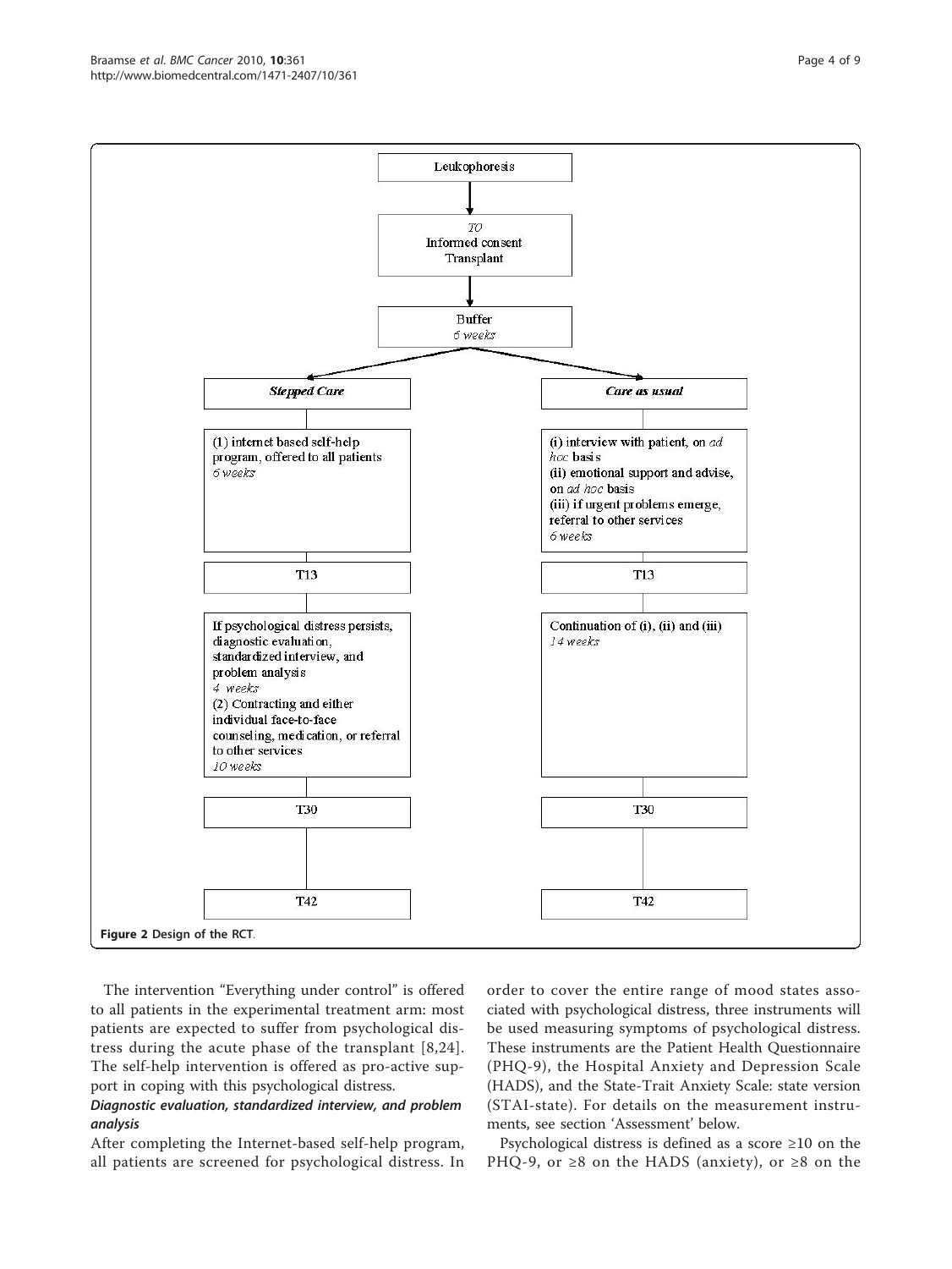Leukophoresis

*T0*
Informed consent
Transplant

Buffer
*6 weeks*

| ***Stepped Care*** | ***Care as usual*** |
|---|---|
| (1) internet based self-help program, offered to all patients *6 weeks* | (i) interview with patient, on *ad hoc* basis (ii) emotional support and advise, on *ad hoc* basis (iii) if urgent problems emerge, referral to other services *6 weeks* |
| T13 | T13 |
| If psychological distress persists, diagnostic evaluation, standardized interview, and problem analysis *4 weeks* (2) Contracting and either individual face-to-face counseling, medication, or referral to other services *10 weeks* | Continuation of (i), (ii) and (iii) *14 weeks* |
| T30 | T30 |
| T42 | T42 |

**Figure 2 Design of the RCT**.

The intervention "Everything under control" is offered to all patients in the experimental treatment arm: most patients are expected to suffer from psychological distress during the acute phase of the transplant [8,24]. The self-help intervention is offered as pro-active support in coping with this psychological distress.

### *Diagnostic evaluation, standardized interview, and problem analysis*

After completing the Internet-based self-help program, all patients are screened for psychological distress. In order to cover the entire range of mood states associated with psychological distress, three instruments will be used measuring symptoms of psychological distress. These instruments are the Patient Health Questionnaire (PHQ-9), the Hospital Anxiety and Depression Scale (HADS), and the State-Trait Anxiety Scale: state version (STAI-state). For details on the measurement instruments, see section 'Assessment' below.

Psychological distress is defined as a score ≥10 on the PHQ-9, or ≥8 on the HADS (anxiety), or ≥8 on the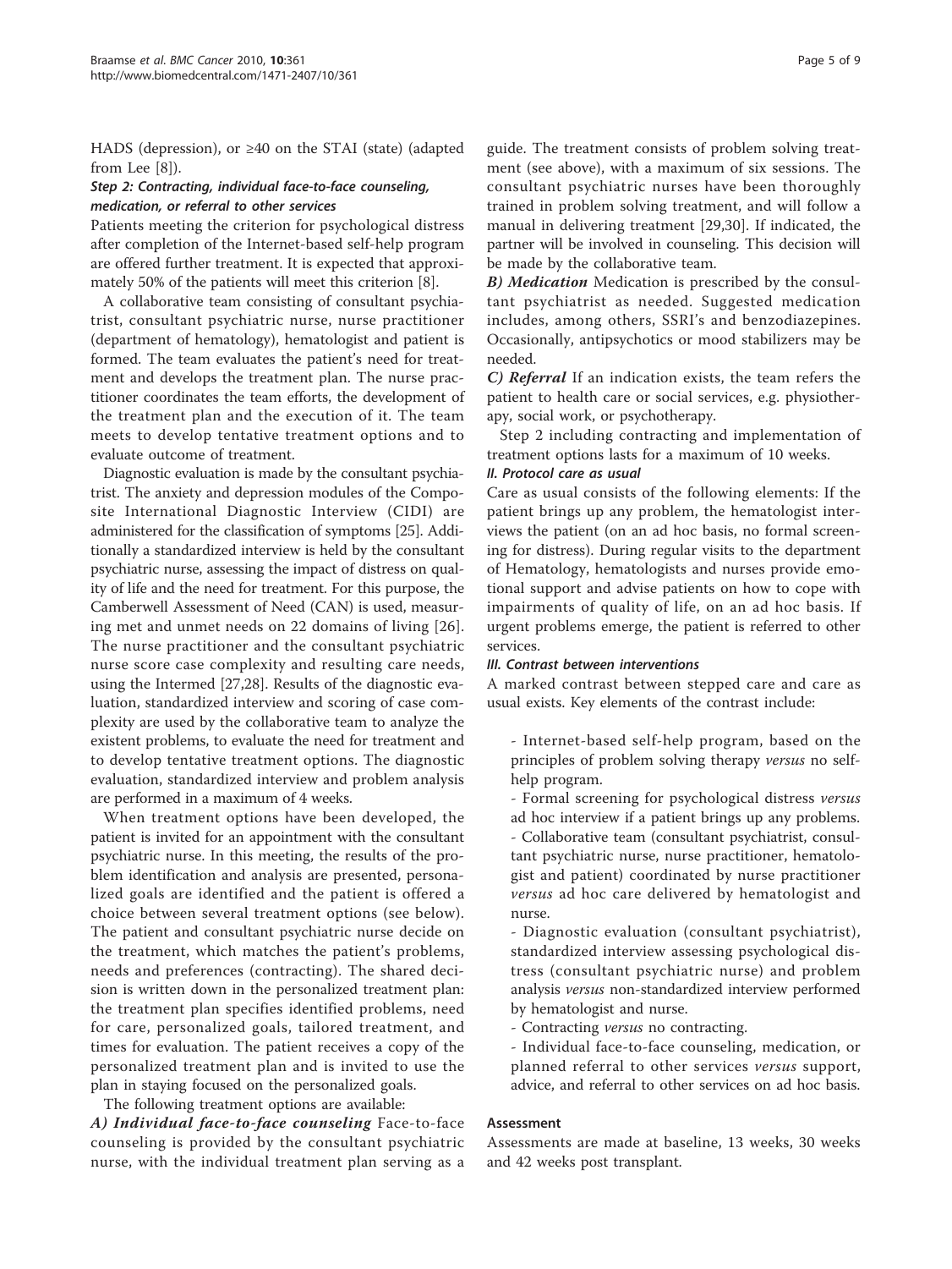HADS (depression), or ≥40 on the STAI (state) (adapted from Lee [8]).

#### Step 2: Contracting, individual face-to-face counseling, medication, or referral to other services

Patients meeting the criterion for psychological distress after completion of the Internet-based self-help program are offered further treatment. It is expected that approximately 50% of the patients will meet this criterion [8].

A collaborative team consisting of consultant psychiatrist, consultant psychiatric nurse, nurse practitioner (department of hematology), hematologist and patient is formed. The team evaluates the patient's need for treatment and develops the treatment plan. The nurse practitioner coordinates the team efforts, the development of the treatment plan and the execution of it. The team meets to develop tentative treatment options and to evaluate outcome of treatment.

Diagnostic evaluation is made by the consultant psychiatrist. The anxiety and depression modules of the Composite International Diagnostic Interview (CIDI) are administered for the classification of symptoms [25]. Additionally a standardized interview is held by the consultant psychiatric nurse, assessing the impact of distress on quality of life and the need for treatment. For this purpose, the Camberwell Assessment of Need (CAN) is used, measuring met and unmet needs on 22 domains of living [26]. The nurse practitioner and the consultant psychiatric nurse score case complexity and resulting care needs, using the Intermed [27,28]. Results of the diagnostic evaluation, standardized interview and scoring of case complexity are used by the collaborative team to analyze the existent problems, to evaluate the need for treatment and to develop tentative treatment options. The diagnostic evaluation, standardized interview and problem analysis are performed in a maximum of 4 weeks.

When treatment options have been developed, the patient is invited for an appointment with the consultant psychiatric nurse. In this meeting, the results of the problem identification and analysis are presented, personalized goals are identified and the patient is offered a choice between several treatment options (see below). The patient and consultant psychiatric nurse decide on the treatment, which matches the patient's problems, needs and preferences (contracting). The shared decision is written down in the personalized treatment plan: the treatment plan specifies identified problems, need for care, personalized goals, tailored treatment, and times for evaluation. The patient receives a copy of the personalized treatment plan and is invited to use the plan in staying focused on the personalized goals.

The following treatment options are available:

***A) Individual face-to-face counseling*** Face-to-face counseling is provided by the consultant psychiatric nurse, with the individual treatment plan serving as a guide. The treatment consists of problem solving treatment (see above), with a maximum of six sessions. The consultant psychiatric nurses have been thoroughly trained in problem solving treatment, and will follow a manual in delivering treatment [29,30]. If indicated, the partner will be involved in counseling. This decision will be made by the collaborative team.

***B) Medication*** Medication is prescribed by the consultant psychiatrist as needed. Suggested medication includes, among others, SSRI's and benzodiazepines. Occasionally, antipsychotics or mood stabilizers may be needed.

***C) Referral*** If an indication exists, the team refers the patient to health care or social services, e.g. physiotherapy, social work, or psychotherapy.

Step 2 including contracting and implementation of treatment options lasts for a maximum of 10 weeks.

#### II. Protocol care as usual

Care as usual consists of the following elements: If the patient brings up any problem, the hematologist interviews the patient (on an ad hoc basis, no formal screening for distress). During regular visits to the department of Hematology, hematologists and nurses provide emotional support and advise patients on how to cope with impairments of quality of life, on an ad hoc basis. If urgent problems emerge, the patient is referred to other services.

#### III. Contrast between interventions

A marked contrast between stepped care and care as usual exists. Key elements of the contrast include:

- Internet-based self-help program, based on the principles of problem solving therapy *versus* no self-help program.
- Formal screening for psychological distress *versus* ad hoc interview if a patient brings up any problems.
- Collaborative team (consultant psychiatrist, consultant psychiatric nurse, nurse practitioner, hematologist and patient) coordinated by nurse practitioner *versus* ad hoc care delivered by hematologist and nurse.
- Diagnostic evaluation (consultant psychiatrist), standardized interview assessing psychological distress (consultant psychiatric nurse) and problem analysis *versus* non-standardized interview performed by hematologist and nurse.
- Contracting *versus* no contracting.
- Individual face-to-face counseling, medication, or planned referral to other services *versus* support, advice, and referral to other services on ad hoc basis.

### Assessment

Assessments are made at baseline, 13 weeks, 30 weeks and 42 weeks post transplant.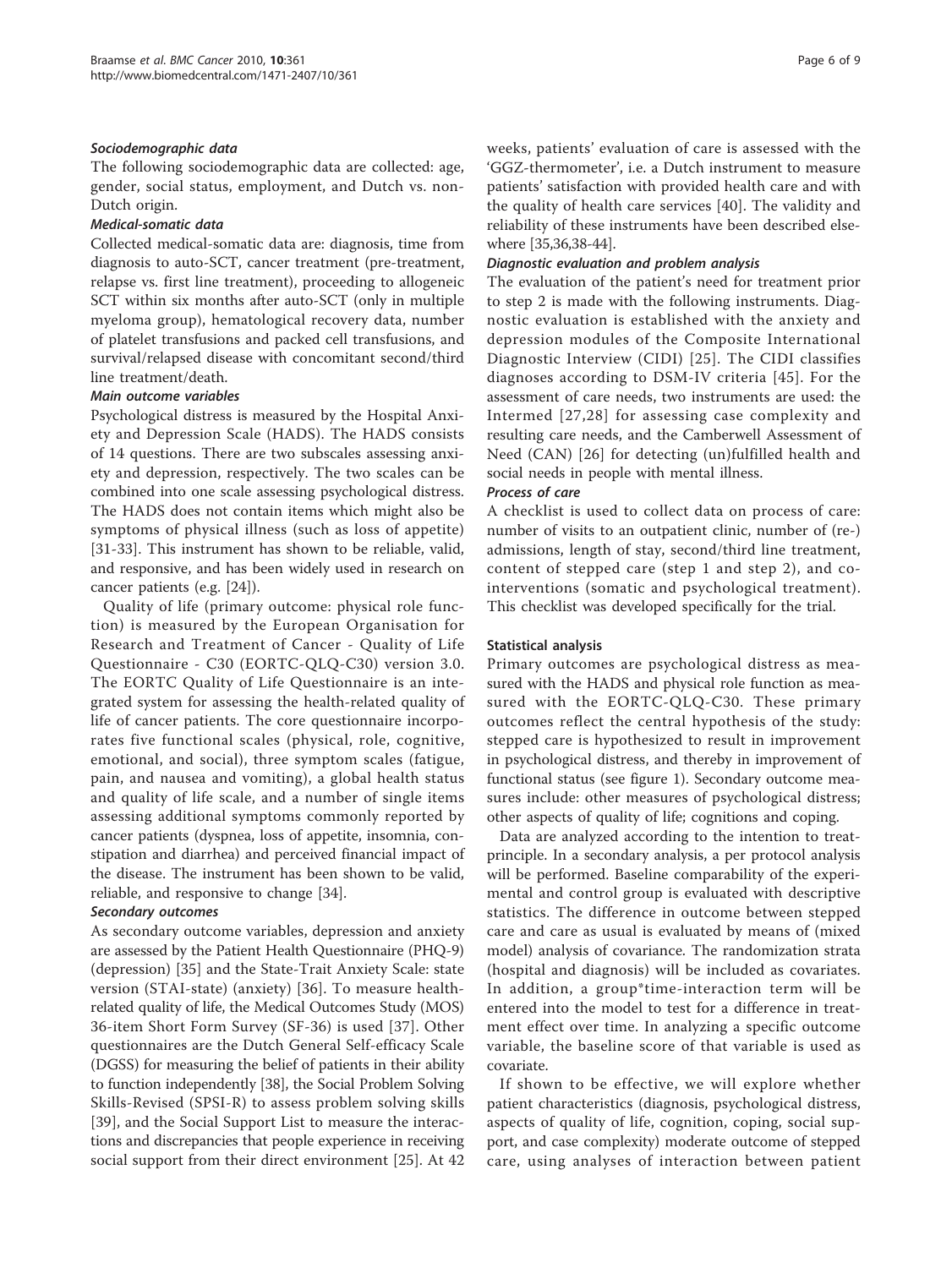#### *Sociodemographic data*

The following sociodemographic data are collected: age, gender, social status, employment, and Dutch vs. non-Dutch origin.

#### *Medical-somatic data*

Collected medical-somatic data are: diagnosis, time from diagnosis to auto-SCT, cancer treatment (pre-treatment, relapse vs. first line treatment), proceeding to allogeneic SCT within six months after auto-SCT (only in multiple myeloma group), hematological recovery data, number of platelet transfusions and packed cell transfusions, and survival/relapsed disease with concomitant second/third line treatment/death.

#### *Main outcome variables*

Psychological distress is measured by the Hospital Anxiety and Depression Scale (HADS). The HADS consists of 14 questions. There are two subscales assessing anxiety and depression, respectively. The two scales can be combined into one scale assessing psychological distress. The HADS does not contain items which might also be symptoms of physical illness (such as loss of appetite) [31-33]. This instrument has shown to be reliable, valid, and responsive, and has been widely used in research on cancer patients (e.g. [24]).

Quality of life (primary outcome: physical role function) is measured by the European Organisation for Research and Treatment of Cancer - Quality of Life Questionnaire - C30 (EORTC-QLQ-C30) version 3.0. The EORTC Quality of Life Questionnaire is an integrated system for assessing the health-related quality of life of cancer patients. The core questionnaire incorporates five functional scales (physical, role, cognitive, emotional, and social), three symptom scales (fatigue, pain, and nausea and vomiting), a global health status and quality of life scale, and a number of single items assessing additional symptoms commonly reported by cancer patients (dyspnea, loss of appetite, insomnia, constipation and diarrhea) and perceived financial impact of the disease. The instrument has been shown to be valid, reliable, and responsive to change [34].

#### *Secondary outcomes*

As secondary outcome variables, depression and anxiety are assessed by the Patient Health Questionnaire (PHQ-9) (depression) [35] and the State-Trait Anxiety Scale: state version (STAI-state) (anxiety) [36]. To measure health-related quality of life, the Medical Outcomes Study (MOS) 36-item Short Form Survey (SF-36) is used [37]. Other questionnaires are the Dutch General Self-efficacy Scale (DGSS) for measuring the belief of patients in their ability to function independently [38], the Social Problem Solving Skills-Revised (SPSI-R) to assess problem solving skills [39], and the Social Support List to measure the interactions and discrepancies that people experience in receiving social support from their direct environment [25]. At 42 weeks, patients' evaluation of care is assessed with the 'GGZ-thermometer', i.e. a Dutch instrument to measure patients' satisfaction with provided health care and with the quality of health care services [40]. The validity and reliability of these instruments have been described elsewhere [35,36,38-44].

#### *Diagnostic evaluation and problem analysis*

The evaluation of the patient's need for treatment prior to step 2 is made with the following instruments. Diagnostic evaluation is established with the anxiety and depression modules of the Composite International Diagnostic Interview (CIDI) [25]. The CIDI classifies diagnoses according to DSM-IV criteria [45]. For the assessment of care needs, two instruments are used: the Intermed [27,28] for assessing case complexity and resulting care needs, and the Camberwell Assessment of Need (CAN) [26] for detecting (un)fulfilled health and social needs in people with mental illness.

#### *Process of care*

A checklist is used to collect data on process of care: number of visits to an outpatient clinic, number of (re-) admissions, length of stay, second/third line treatment, content of stepped care (step 1 and step 2), and co-interventions (somatic and psychological treatment). This checklist was developed specifically for the trial.

### Statistical analysis

Primary outcomes are psychological distress as measured with the HADS and physical role function as measured with the EORTC-QLQ-C30. These primary outcomes reflect the central hypothesis of the study: stepped care is hypothesized to result in improvement in psychological distress, and thereby in improvement of functional status (see figure 1). Secondary outcome measures include: other measures of psychological distress; other aspects of quality of life; cognitions and coping.

Data are analyzed according to the intention to treat-principle. In a secondary analysis, a per protocol analysis will be performed. Baseline comparability of the experimental and control group is evaluated with descriptive statistics. The difference in outcome between stepped care and care as usual is evaluated by means of (mixed model) analysis of covariance. The randomization strata (hospital and diagnosis) will be included as covariates. In addition, a group*time-interaction term will be entered into the model to test for a difference in treatment effect over time. In analyzing a specific outcome variable, the baseline score of that variable is used as covariate.

If shown to be effective, we will explore whether patient characteristics (diagnosis, psychological distress, aspects of quality of life, cognition, coping, social support, and case complexity) moderate outcome of stepped care, using analyses of interaction between patient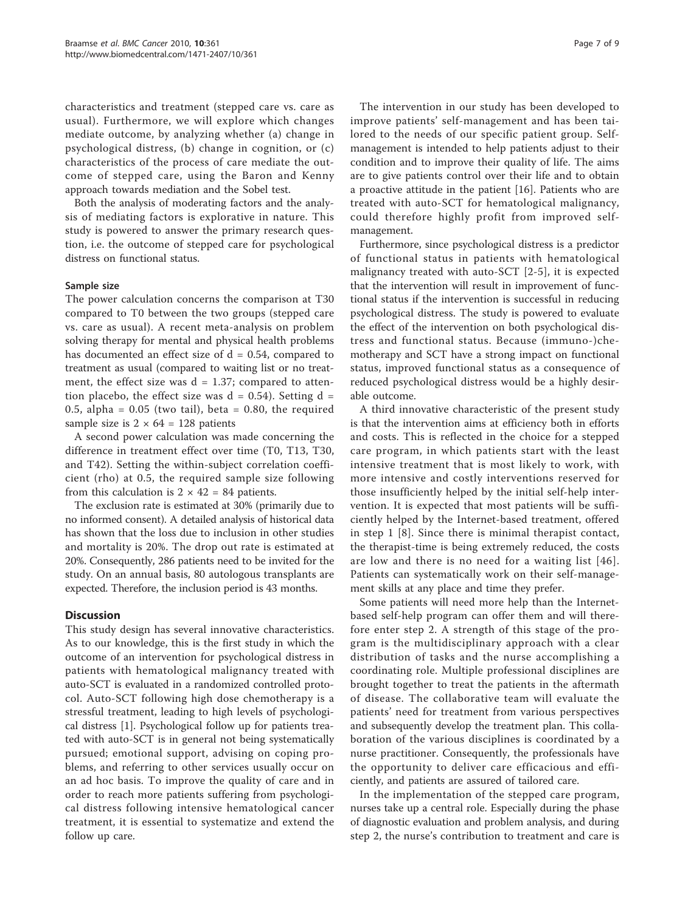characteristics and treatment (stepped care vs. care as usual). Furthermore, we will explore which changes mediate outcome, by analyzing whether (a) change in psychological distress, (b) change in cognition, or (c) characteristics of the process of care mediate the outcome of stepped care, using the Baron and Kenny approach towards mediation and the Sobel test.

Both the analysis of moderating factors and the analysis of mediating factors is explorative in nature. This study is powered to answer the primary research question, i.e. the outcome of stepped care for psychological distress on functional status.

### Sample size

The power calculation concerns the comparison at T30 compared to T0 between the two groups (stepped care vs. care as usual). A recent meta-analysis on problem solving therapy for mental and physical health problems has documented an effect size of $d = 0.54$, compared to treatment as usual (compared to waiting list or no treatment, the effect size was $d = 1.37$; compared to attention placebo, the effect size was $d = 0.54$). Setting $d = 0.5$, alpha = 0.05 (two tail), beta = 0.80, the required sample size is $2 \times 64 = 128$ patients

A second power calculation was made concerning the difference in treatment effect over time (T0, T13, T30, and T42). Setting the within-subject correlation coefficient (rho) at 0.5, the required sample size following from this calculation is $2 \times 42 = 84$ patients.

The exclusion rate is estimated at 30% (primarily due to no informed consent). A detailed analysis of historical data has shown that the loss due to inclusion in other studies and mortality is 20%. The drop out rate is estimated at 20%. Consequently, 286 patients need to be invited for the study. On an annual basis, 80 autologous transplants are expected. Therefore, the inclusion period is 43 months.

## Discussion

This study design has several innovative characteristics. As to our knowledge, this is the first study in which the outcome of an intervention for psychological distress in patients with hematological malignancy treated with auto-SCT is evaluated in a randomized controlled protocol. Auto-SCT following high dose chemotherapy is a stressful treatment, leading to high levels of psychological distress [1]. Psychological follow up for patients treated with auto-SCT is in general not being systematically pursued; emotional support, advising on coping problems, and referring to other services usually occur on an ad hoc basis. To improve the quality of care and in order to reach more patients suffering from psychological distress following intensive hematological cancer treatment, it is essential to systematize and extend the follow up care.

The intervention in our study has been developed to improve patients' self-management and has been tailored to the needs of our specific patient group. Self-management is intended to help patients adjust to their condition and to improve their quality of life. The aims are to give patients control over their life and to obtain a proactive attitude in the patient [16]. Patients who are treated with auto-SCT for hematological malignancy, could therefore highly profit from improved self-management.

Furthermore, since psychological distress is a predictor of functional status in patients with hematological malignancy treated with auto-SCT [2-5], it is expected that the intervention will result in improvement of functional status if the intervention is successful in reducing psychological distress. The study is powered to evaluate the effect of the intervention on both psychological distress and functional status. Because (immuno-)chemotherapy and SCT have a strong impact on functional status, improved functional status as a consequence of reduced psychological distress would be a highly desirable outcome.

A third innovative characteristic of the present study is that the intervention aims at efficiency both in efforts and costs. This is reflected in the choice for a stepped care program, in which patients start with the least intensive treatment that is most likely to work, with more intensive and costly interventions reserved for those insufficiently helped by the initial self-help intervention. It is expected that most patients will be sufficiently helped by the Internet-based treatment, offered in step 1 [8]. Since there is minimal therapist contact, the therapist-time is being extremely reduced, the costs are low and there is no need for a waiting list [46]. Patients can systematically work on their self-management skills at any place and time they prefer.

Some patients will need more help than the Internet-based self-help program can offer them and will therefore enter step 2. A strength of this stage of the program is the multidisciplinary approach with a clear distribution of tasks and the nurse accomplishing a coordinating role. Multiple professional disciplines are brought together to treat the patients in the aftermath of disease. The collaborative team will evaluate the patients' need for treatment from various perspectives and subsequently develop the treatment plan. This collaboration of the various disciplines is coordinated by a nurse practitioner. Consequently, the professionals have the opportunity to deliver care efficacious and efficiently, and patients are assured of tailored care.

In the implementation of the stepped care program, nurses take up a central role. Especially during the phase of diagnostic evaluation and problem analysis, and during step 2, the nurse's contribution to treatment and care is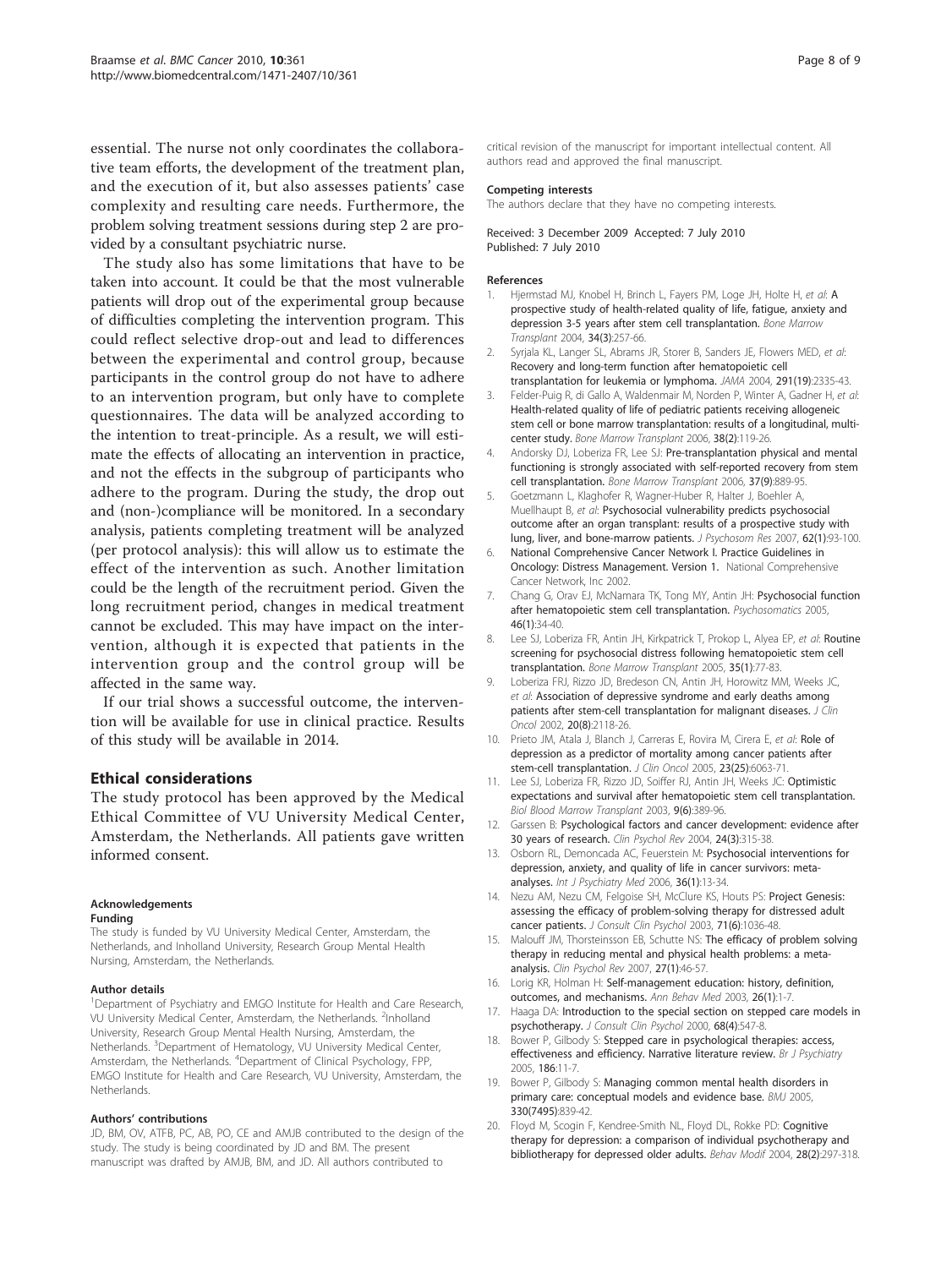essential. The nurse not only coordinates the collaborative team efforts, the development of the treatment plan, and the execution of it, but also assesses patients' case complexity and resulting care needs. Furthermore, the problem solving treatment sessions during step 2 are provided by a consultant psychiatric nurse.

The study also has some limitations that have to be taken into account. It could be that the most vulnerable patients will drop out of the experimental group because of difficulties completing the intervention program. This could reflect selective drop-out and lead to differences between the experimental and control group, because participants in the control group do not have to adhere to an intervention program, but only have to complete questionnaires. The data will be analyzed according to the intention to treat-principle. As a result, we will estimate the effects of allocating an intervention in practice, and not the effects in the subgroup of participants who adhere to the program. During the study, the drop out and (non-)compliance will be monitored. In a secondary analysis, patients completing treatment will be analyzed (per protocol analysis): this will allow us to estimate the effect of the intervention as such. Another limitation could be the length of the recruitment period. Given the long recruitment period, changes in medical treatment cannot be excluded. This may have impact on the intervention, although it is expected that patients in the intervention group and the control group will be affected in the same way.

If our trial shows a successful outcome, the intervention will be available for use in clinical practice. Results of this study will be available in 2014.

## Ethical considerations

The study protocol has been approved by the Medical Ethical Committee of VU University Medical Center, Amsterdam, the Netherlands. All patients gave written informed consent.

#### Acknowledgements

**Funding**

The study is funded by VU University Medical Center, Amsterdam, the Netherlands, and Inholland University, Research Group Mental Health Nursing, Amsterdam, the Netherlands.

#### Author details

[1]Department of Psychiatry and EMGO Institute for Health and Care Research, VU University Medical Center, Amsterdam, the Netherlands. [2]Inholland University, Research Group Mental Health Nursing, Amsterdam, the Netherlands. [3]Department of Hematology, VU University Medical Center, Amsterdam, the Netherlands. [4]Department of Clinical Psychology, FPP, EMGO Institute for Health and Care Research, VU University, Amsterdam, the Netherlands.

#### Authors' contributions

JD, BM, OV, ATFB, PC, AB, PO, CE and AMJB contributed to the design of the study. The study is being coordinated by JD and BM. The present manuscript was drafted by AMJB, BM, and JD. All authors contributed to critical revision of the manuscript for important intellectual content. All authors read and approved the final manuscript.

#### Competing interests

The authors declare that they have no competing interests.

Received: 3 December 2009 Accepted: 7 July 2010
Published: 7 July 2010

#### References

1. Hjermstad MJ, Knobel H, Brinch L, Fayers PM, Loge JH, Holte H, *et al*: **A prospective study of health-related quality of life, fatigue, anxiety and depression 3-5 years after stem cell transplantation.** *Bone Marrow Transplant* 2004, **34(3)**:257-66.
2. Syrjala KL, Langer SL, Abrams JR, Storer B, Sanders JE, Flowers MED, *et al*: **Recovery and long-term function after hematopoietic cell transplantation for leukemia or lymphoma.** *JAMA* 2004, **291(19)**:2335-43.
3. Felder-Puig R, di Gallo A, Waldenmair M, Norden P, Winter A, Gadner H, *et al*: **Health-related quality of life of pediatric patients receiving allogeneic stem cell or bone marrow transplantation: results of a longitudinal, multi-center study.** *Bone Marrow Transplant* 2006, **38(2)**:119-26.
4. Andorsky DJ, Loberiza FR, Lee SJ: **Pre-transplantation physical and mental functioning is strongly associated with self-reported recovery from stem cell transplantation.** *Bone Marrow Transplant* 2006, **37(9)**:889-95.
5. Goetzmann L, Klaghofer R, Wagner-Huber R, Halter J, Boehler A, Muellhaupt B, *et al*: **Psychosocial vulnerability predicts psychosocial outcome after an organ transplant: results of a prospective study with lung, liver, and bone-marrow patients.** *J Psychosom Res* 2007, **62(1)**:93-100.
6. National Comprehensive Cancer Network I. **Practice Guidelines in Oncology: Distress Management. Version 1.** National Comprehensive Cancer Network, Inc 2002.
7. Chang G, Orav EJ, McNamara TK, Tong MY, Antin JH: **Psychosocial function after hematopoietic stem cell transplantation.** *Psychosomatics* 2005, **46(1)**:34-40.
8. Lee SJ, Loberiza FR, Antin JH, Kirkpatrick T, Prokop L, Alyea EP, *et al*: **Routine screening for psychosocial distress following hematopoietic stem cell transplantation.** *Bone Marrow Transplant* 2005, **35(1)**:77-83.
9. Loberiza FRJ, Rizzo JD, Bredeson CN, Antin JH, Horowitz MM, Weeks JC, *et al*: **Association of depressive syndrome and early deaths among patients after stem-cell transplantation for malignant diseases.** *J Clin Oncol* 2002, **20(8)**:2118-26.
10. Prieto JM, Atala J, Blanch J, Carreras E, Rovira M, Cirera E, *et al*: **Role of depression as a predictor of mortality among cancer patients after stem-cell transplantation.** *J Clin Oncol* 2005, **23(25)**:6063-71.
11. Lee SJ, Loberiza FR, Rizzo JD, Soiffer RJ, Antin JH, Weeks JC: **Optimistic expectations and survival after hematopoietic stem cell transplantation.** *Biol Blood Marrow Transplant* 2003, **9(6)**:389-96.
12. Garssen B: **Psychological factors and cancer development: evidence after 30 years of research.** *Clin Psychol Rev* 2004, **24(3)**:315-38.
13. Osborn RL, Demoncada AC, Feuerstein M: **Psychosocial interventions for depression, anxiety, and quality of life in cancer survivors: meta-analyses.** *Int J Psychiatry Med* 2006, **36(1)**:13-34.
14. Nezu AM, Nezu CM, Felgoise SH, McClure KS, Houts PS: **Project Genesis: assessing the efficacy of problem-solving therapy for distressed adult cancer patients.** *J Consult Clin Psychol* 2003, **71(6)**:1036-48.
15. Malouff JM, Thorsteinsson EB, Schutte NS: **The efficacy of problem solving therapy in reducing mental and physical health problems: a meta-analysis.** *Clin Psychol Rev* 2007, **27(1)**:46-57.
16. Lorig KR, Holman H: **Self-management education: history, definition, outcomes, and mechanisms.** *Ann Behav Med* 2003, **26(1)**:1-7.
17. Haaga DA: **Introduction to the special section on stepped care models in psychotherapy.** *J Consult Clin Psychol* 2000, **68(4)**:547-8.
18. Bower P, Gilbody S: **Stepped care in psychological therapies: access, effectiveness and efficiency. Narrative literature review.** *Br J Psychiatry* 2005, **186**:11-7.
19. Bower P, Gilbody S: **Managing common mental health disorders in primary care: conceptual models and evidence base.** *BMJ* 2005, **330(7495)**:839-42.
20. Floyd M, Scogin F, Kendree-Smith NL, Floyd DL, Rokke PD: **Cognitive therapy for depression: a comparison of individual psychotherapy and bibliotherapy for depressed older adults.** *Behav Modif* 2004, **28(2)**:297-318.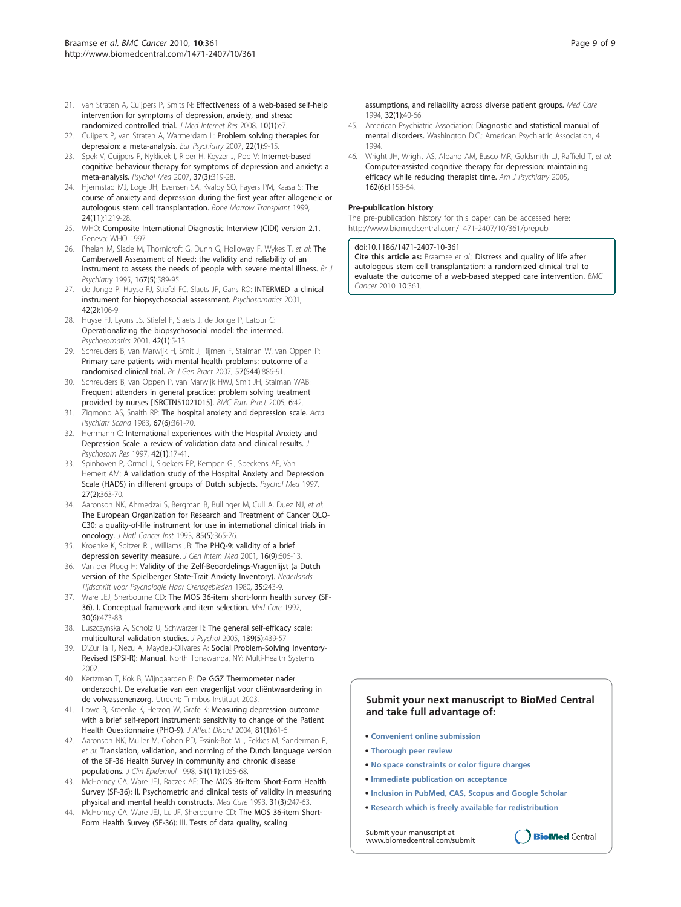21. van Straten A, Cuijpers P, Smits N: **Effectiveness of a web-based self-help intervention for symptoms of depression, anxiety, and stress: randomized controlled trial.** *J Med Internet Res* 2008, **10(1)**:e7.
22. Cuijpers P, van Straten A, Warmerdam L: **Problem solving therapies for depression: a meta-analysis.** *Eur Psychiatry* 2007, **22(1)**:9-15.
23. Spek V, Cuijpers P, Nyklicek I, Riper H, Keyzer J, Pop V: **Internet-based cognitive behaviour therapy for symptoms of depression and anxiety: a meta-analysis.** *Psychol Med* 2007, **37(3)**:319-28.
24. Hjermstad MJ, Loge JH, Evensen SA, Kvaloy SO, Fayers PM, Kaasa S: **The course of anxiety and depression during the first year after allogeneic or autologous stem cell transplantation.** *Bone Marrow Transplant* 1999, **24(11)**:1219-28.
25. WHO: **Composite International Diagnostic Interview (CIDI) version 2.1.** Geneva: WHO 1997.
26. Phelan M, Slade M, Thornicroft G, Dunn G, Holloway F, Wykes T, *et al*: **The Camberwell Assessment of Need: the validity and reliability of an instrument to assess the needs of people with severe mental illness.** *Br J Psychiatry* 1995, **167(5)**:589-95.
27. de Jonge P, Huyse FJ, Stiefel FC, Slaets JP, Gans RO: **INTERMED--a clinical instrument for biopsychosocial assessment.** *Psychosomatics* 2001, **42(2)**:106-9.
28. Huyse FJ, Lyons JS, Stiefel F, Slaets J, de Jonge P, Latour C: **Operationalizing the biopsychosocial model: the intermed.** *Psychosomatics* 2001, **42(1)**:5-13.
29. Schreuders B, van Marwijk H, Smit J, Rijmen F, Stalman W, van Oppen P: **Primary care patients with mental health problems: outcome of a randomised clinical trial.** *Br J Gen Pract* 2007, **57(544)**:886-91.
30. Schreuders B, van Oppen P, van Marwijk HWJ, Smit JH, Stalman WAB: **Frequent attenders in general practice: problem solving treatment provided by nurses [ISRCTN51021015].** *BMC Fam Pract* 2005, **6**:42.
31. Zigmond AS, Snaith RP: **The hospital anxiety and depression scale.** *Acta Psychiatr Scand* 1983, **67(6)**:361-70.
32. Herrmann C: **International experiences with the Hospital Anxiety and Depression Scale--a review of validation data and clinical results.** *J Psychosom Res* 1997, **42(1)**:17-41.
33. Spinhoven P, Ormel J, Sloekers PP, Kempen GI, Speckens AE, Van Hemert AM: **A validation study of the Hospital Anxiety and Depression Scale (HADS) in different groups of Dutch subjects.** *Psychol Med* 1997, **27(2)**:363-70.
34. Aaronson NK, Ahmedzai S, Bergman B, Bullinger M, Cull A, Duez NJ, *et al*: **The European Organization for Research and Treatment of Cancer QLQ-C30: a quality-of-life instrument for use in international clinical trials in oncology.** *J Natl Cancer Inst* 1993, **85(5)**:365-76.
35. Kroenke K, Spitzer RL, Williams JB: **The PHQ-9: validity of a brief depression severity measure.** *J Gen Intern Med* 2001, **16(9)**:606-13.
36. Van der Ploeg H: **Validity of the Zelf-Beoordelings-Vragenlijst (a Dutch version of the Spielberger State-Trait Anxiety Inventory).** *Nederlands Tijdschrift voor Psychologie Haar Grensgebieden* 1980, **35**:243-9.
37. Ware JEJ, Sherbourne CD: **The MOS 36-item short-form health survey (SF-36). I. Conceptual framework and item selection.** *Med Care* 1992, **30(6)**:473-83.
38. Luszczynska A, Scholz U, Schwarzer R: **The general self-efficacy scale: multicultural validation studies.** *J Psychol* 2005, **139(5)**:439-57.
39. D'Zurilla T, Nezu A, Maydeu-Olivares A: **Social Problem-Solving Inventory-Revised (SPSI-R): Manual.** North Tonawanda, NY: Multi-Health Systems 2002.
40. Kertzman T, Kok B, Wijngaarden B: **De GGZ Thermometer nader onderzocht. De evaluatie van een vragenlijst voor cliëntwaardering in de volwassenenzorg.** Utrecht: Trimbos Instituut 2003.
41. Lowe B, Kroenke K, Herzog W, Grafe K: **Measuring depression outcome with a brief self-report instrument: sensitivity to change of the Patient Health Questionnaire (PHQ-9).** *J Affect Disord* 2004, **81(1)**:61-6.
42. Aaronson NK, Muller M, Cohen PD, Essink-Bot ML, Fekkes M, Sanderman R, *et al*: **Translation, validation, and norming of the Dutch language version of the SF-36 Health Survey in community and chronic disease populations.** *J Clin Epidemiol* 1998, **51(11)**:1055-68.
43. McHorney CA, Ware JEJ, Raczek AE: **The MOS 36-Item Short-Form Health Survey (SF-36): II. Psychometric and clinical tests of validity in measuring physical and mental health constructs.** *Med Care* 1993, **31(3)**:247-63.
44. McHorney CA, Ware JEJ, Lu JF, Sherbourne CD: **The MOS 36-item Short-Form Health Survey (SF-36): III. Tests of data quality, scaling assumptions, and reliability across diverse patient groups.** *Med Care* 1994, **32(1)**:40-66.
45. American Psychiatric Association: **Diagnostic and statistical manual of mental disorders.** Washington D.C.: American Psychiatric Association, 4 1994.
46. Wright JH, Wright AS, Albano AM, Basco MR, Goldsmith LJ, Raffield T, *et al*: **Computer-assisted cognitive therapy for depression: maintaining efficacy while reducing therapist time.** *Am J Psychiatry* 2005, **162(6)**:1158-64.

## Pre-publication history

The pre-publication history for this paper can be accessed here:
http://www.biomedcentral.com/1471-2407/10/361/prepub

doi:10.1186/1471-2407-10-361

**Cite this article as:** Braamse *et al.*: Distress and quality of life after autologous stem cell transplantation: a randomized clinical trial to evaluate the outcome of a web-based stepped care intervention. *BMC Cancer* 2010 **10**:361.

**Submit your next manuscript to BioMed Central and take full advantage of:**

- **Convenient online submission**
- **Thorough peer review**
- **No space constraints or color figure charges**
- **Immediate publication on acceptance**
- **Inclusion in PubMed, CAS, Scopus and Google Scholar**
- **Research which is freely available for redistribution**

Submit your manuscript at
www.biomedcentral.com/submit

BioMed Central